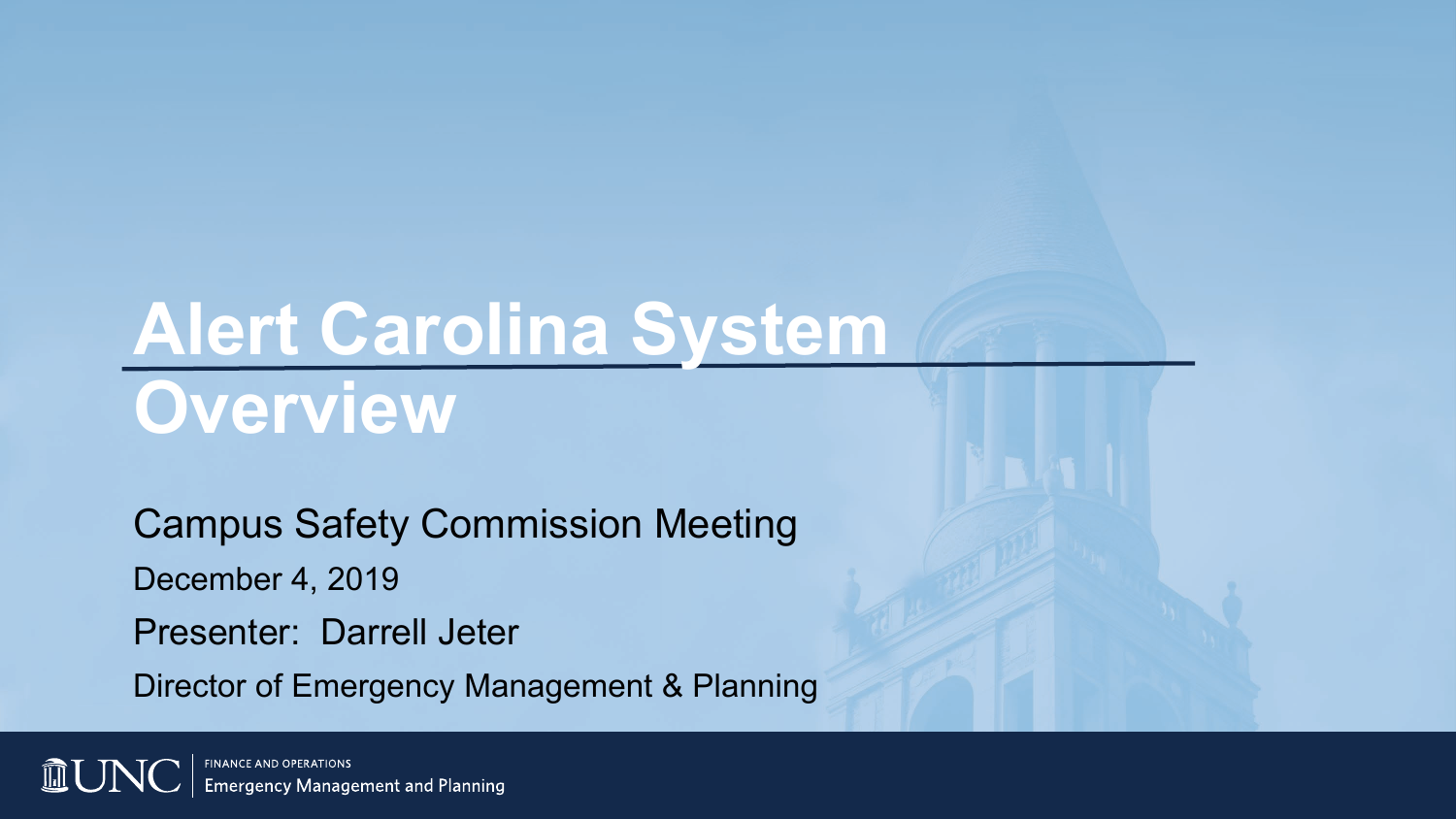# Alert Carolina System Overview

Campus Safety Commission Meeting

December 4, 2019

Presenter: Darrell Jeter

Director of Emergency Management & Planning

UNC | FINANCE AND OPERATIONS
Emergency Management and Planning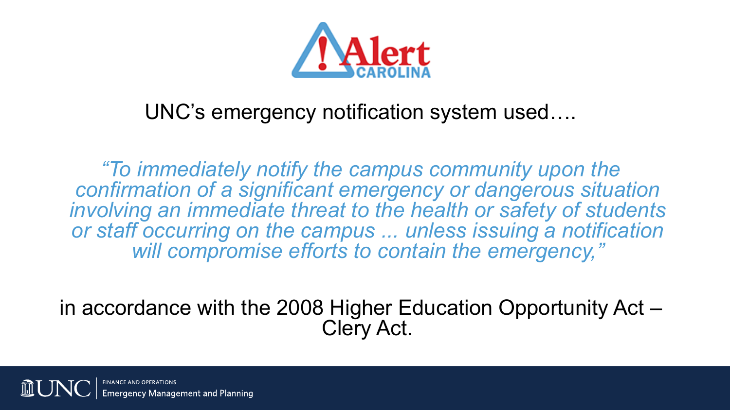Alert CAROLINA

UNC's emergency notification system used….

*"To immediately notify the campus community upon the confirmation of a significant emergency or dangerous situation involving an immediate threat to the health or safety of students or staff occurring on the campus ... unless issuing a notification will compromise efforts to contain the emergency,"*

in accordance with the 2008 Higher Education Opportunity Act – Clery Act.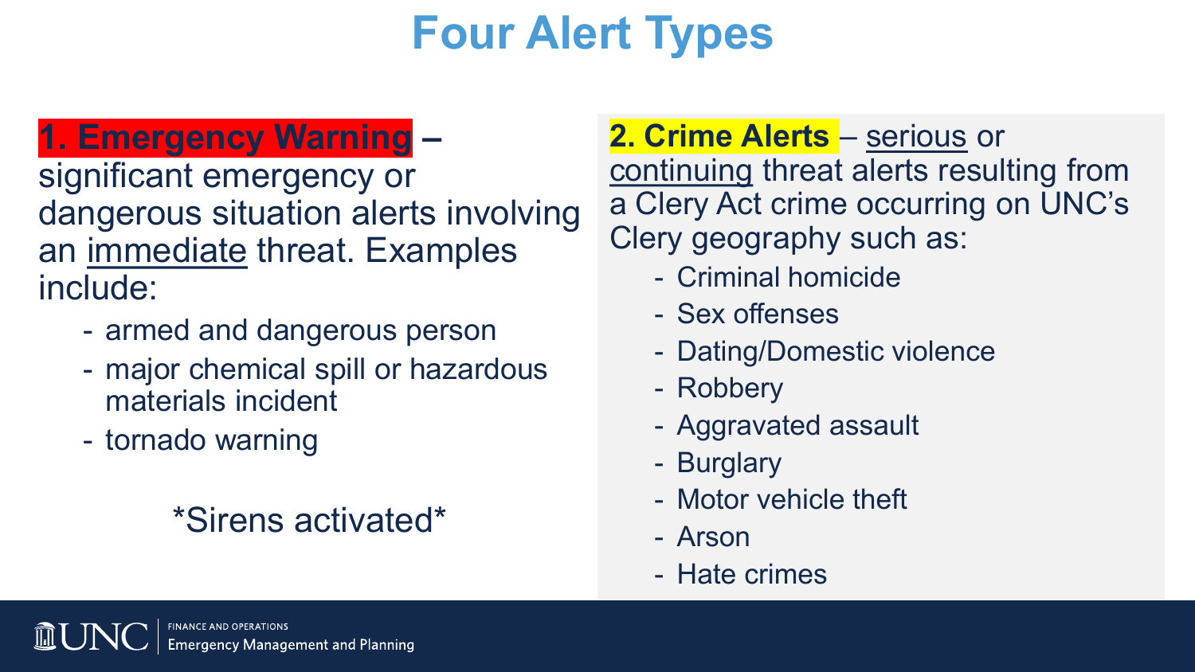# Four Alert Types

**1. Emergency Warning** – significant emergency or dangerous situation alerts involving an immediate threat. Examples include:

- armed and dangerous person
- major chemical spill or hazardous materials incident
- tornado warning

*Sirens activated*

**2. Crime Alerts** – serious or continuing threat alerts resulting from a Clery Act crime occurring on UNC's Clery geography such as:

- Criminal homicide
- Sex offenses
- Dating/Domestic violence
- Robbery
- Aggravated assault
- Burglary
- Motor vehicle theft
- Arson
- Hate crimes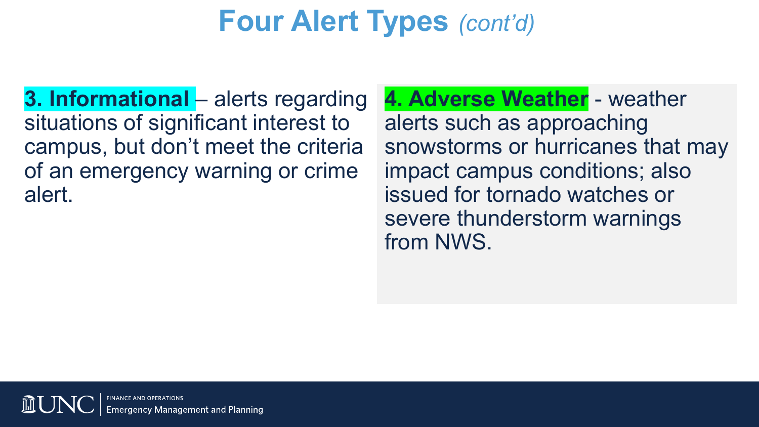# Four Alert Types *(cont'd)*

**3. Informational** – alerts regarding situations of significant interest to campus, but don't meet the criteria of an emergency warning or crime alert.

**4. Adverse Weather** - weather alerts such as approaching snowstorms or hurricanes that may impact campus conditions; also issued for tornado watches or severe thunderstorm warnings from NWS.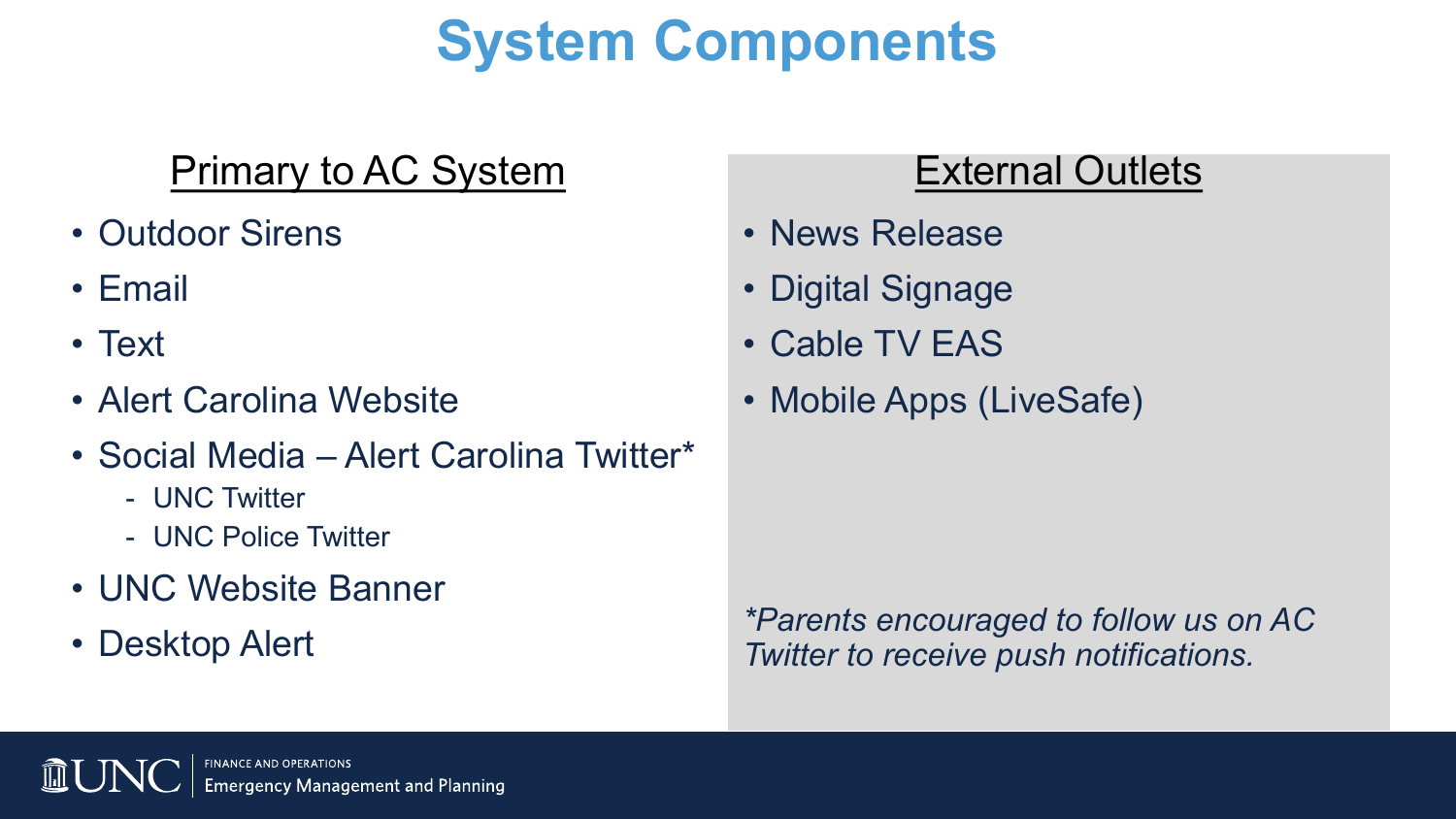# System Components

## Primary to AC System

- Outdoor Sirens
- Email
- Text
- Alert Carolina Website
- Social Media – Alert Carolina Twitter*
  - UNC Twitter
  - UNC Police Twitter
- UNC Website Banner
- Desktop Alert

## External Outlets

- News Release
- Digital Signage
- Cable TV EAS
- Mobile Apps (LiveSafe)

*\*Parents encouraged to follow us on AC Twitter to receive push notifications.*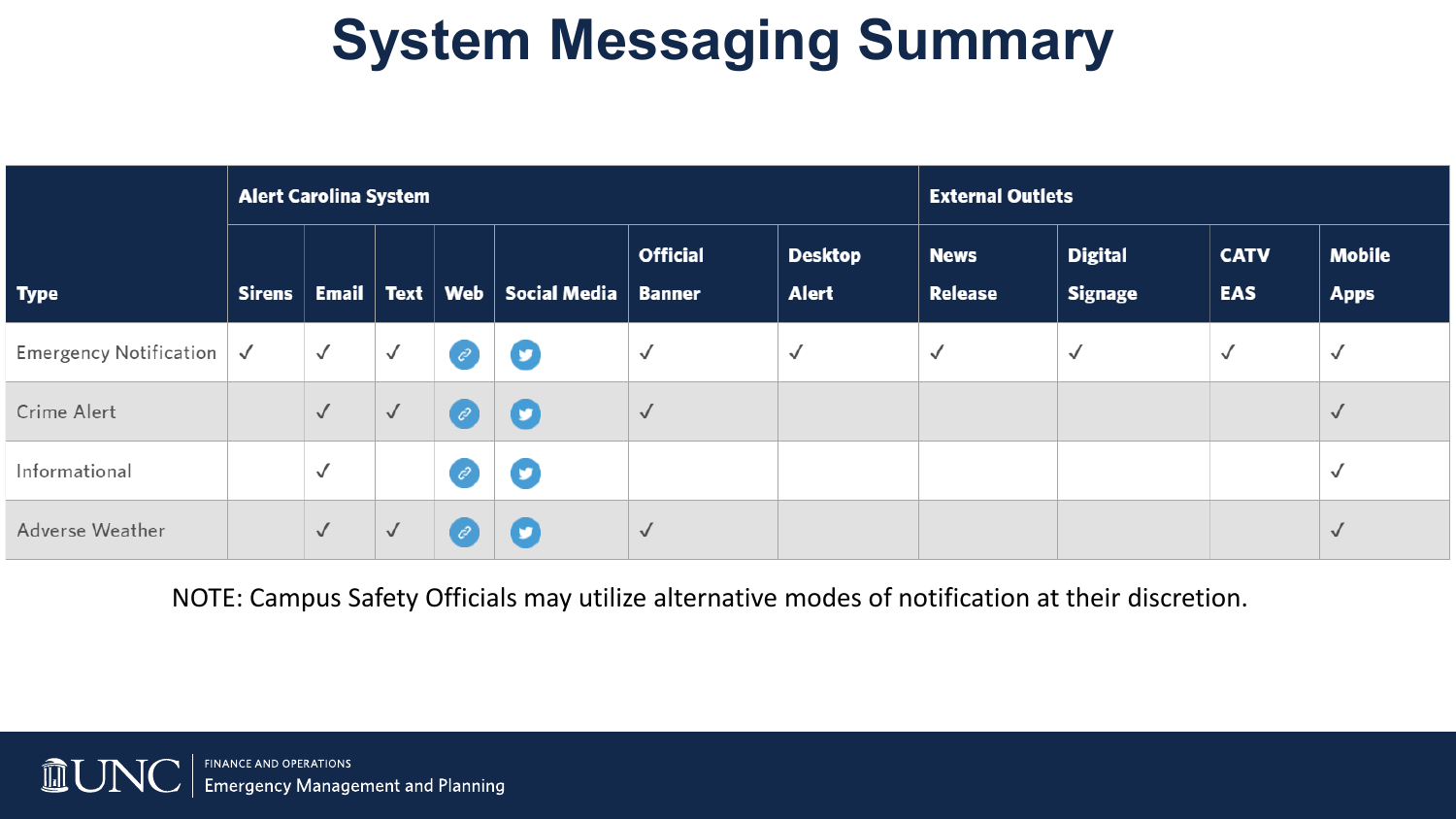# System Messaging Summary

| Type | Alert Carolina System | | | | | | | External Outlets | | | |
|---|---|---|---|---|---|---|---|---|---|---|---|
| | Sirens | Email | Text | Web | Social Media | Official Banner | Desktop Alert | News Release | Digital Signage | CATV EAS | Mobile Apps |
| Emergency Notification | ✓ | ✓ | ✓ | 🔗 | Twitter | ✓ | ✓ | ✓ | ✓ | ✓ | ✓ |
| Crime Alert | | ✓ | ✓ | 🔗 | Twitter | ✓ | | | | | ✓ |
| Informational | | ✓ | | 🔗 | Twitter | | | | | | ✓ |
| Adverse Weather | | ✓ | ✓ | 🔗 | Twitter | ✓ | | | | | ✓ |

NOTE: Campus Safety Officials may utilize alternative modes of notification at their discretion.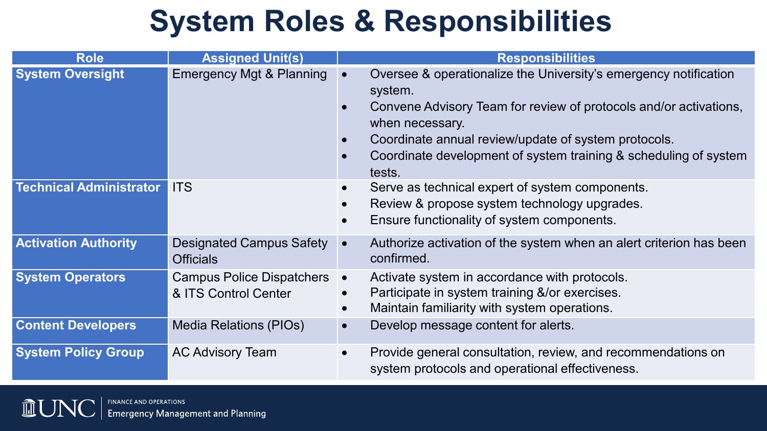# System Roles & Responsibilities

| Role | Assigned Unit(s) | Responsibilities |
|---|---|---|
| **System Oversight** | Emergency Mgt & Planning | • Oversee & operationalize the University's emergency notification system.<br>• Convene Advisory Team for review of protocols and/or activations, when necessary.<br>• Coordinate annual review/update of system protocols.<br>• Coordinate development of system training & scheduling of system tests. |
| **Technical Administrator** | ITS | • Serve as technical expert of system components.<br>• Review & propose system technology upgrades.<br>• Ensure functionality of system components. |
| **Activation Authority** | Designated Campus Safety Officials | • Authorize activation of the system when an alert criterion has been confirmed. |
| **System Operators** | Campus Police Dispatchers & ITS Control Center | • Activate system in accordance with protocols.<br>• Participate in system training &/or exercises.<br>• Maintain familiarity with system operations. |
| **Content Developers** | Media Relations (PIOs) | • Develop message content for alerts. |
| **System Policy Group** | AC Advisory Team | • Provide general consultation, review, and recommendations on system protocols and operational effectiveness. |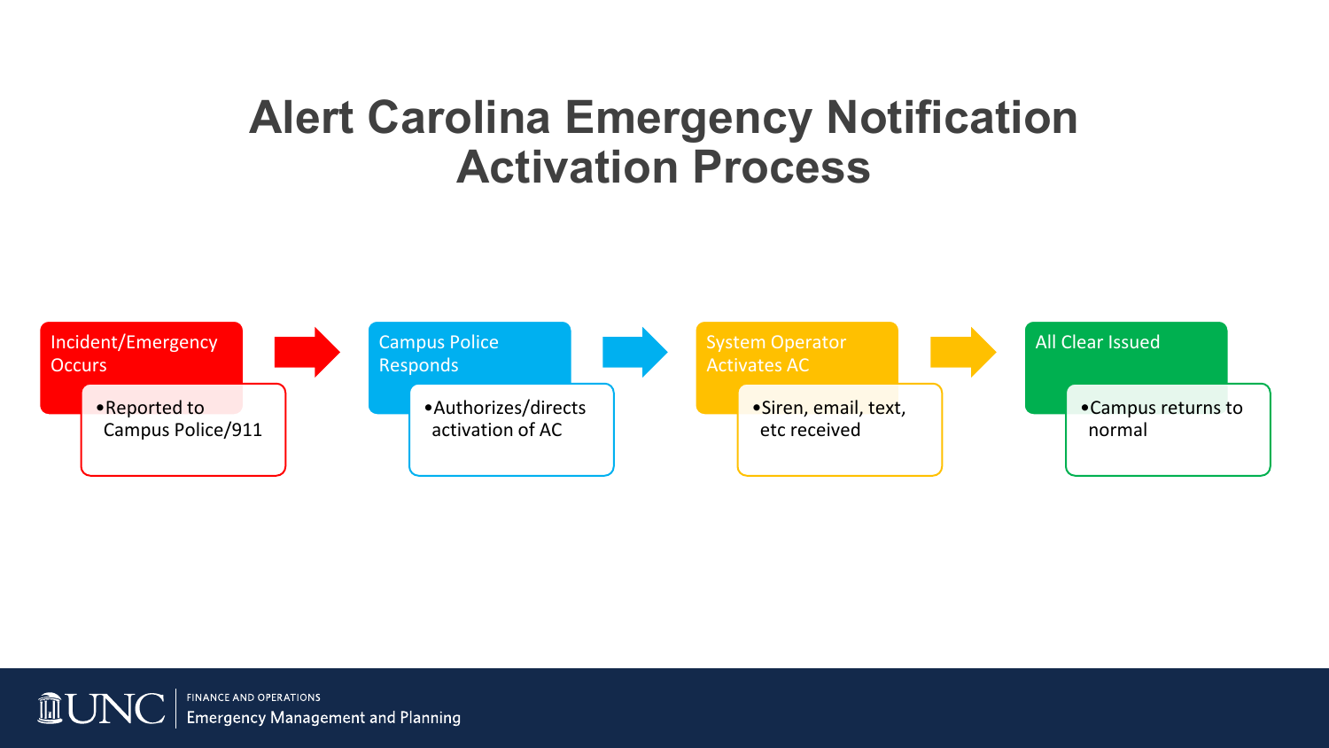# Alert Carolina Emergency Notification Activation Process

1. **Incident/Emergency Occurs**
   - Reported to Campus Police/911
2. **Campus Police Responds**
   - Authorizes/directs activation of AC
3. **System Operator Activates AC**
   - Siren, email, text, etc received
4. **All Clear Issued**
   - Campus returns to normal

UNC | FINANCE AND OPERATIONS
Emergency Management and Planning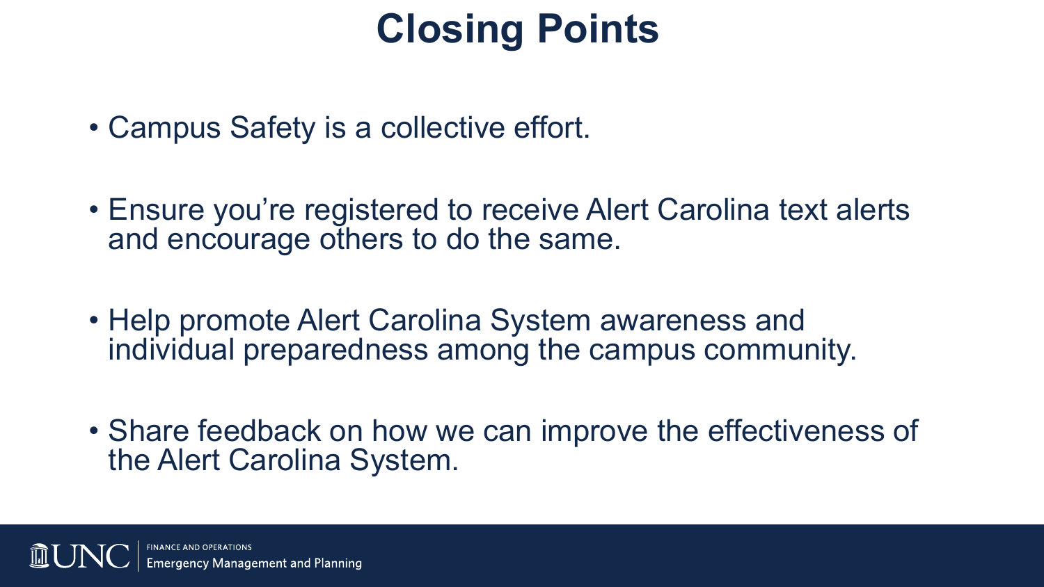# Closing Points

- Campus Safety is a collective effort.
- Ensure you're registered to receive Alert Carolina text alerts and encourage others to do the same.
- Help promote Alert Carolina System awareness and individual preparedness among the campus community.
- Share feedback on how we can improve the effectiveness of the Alert Carolina System.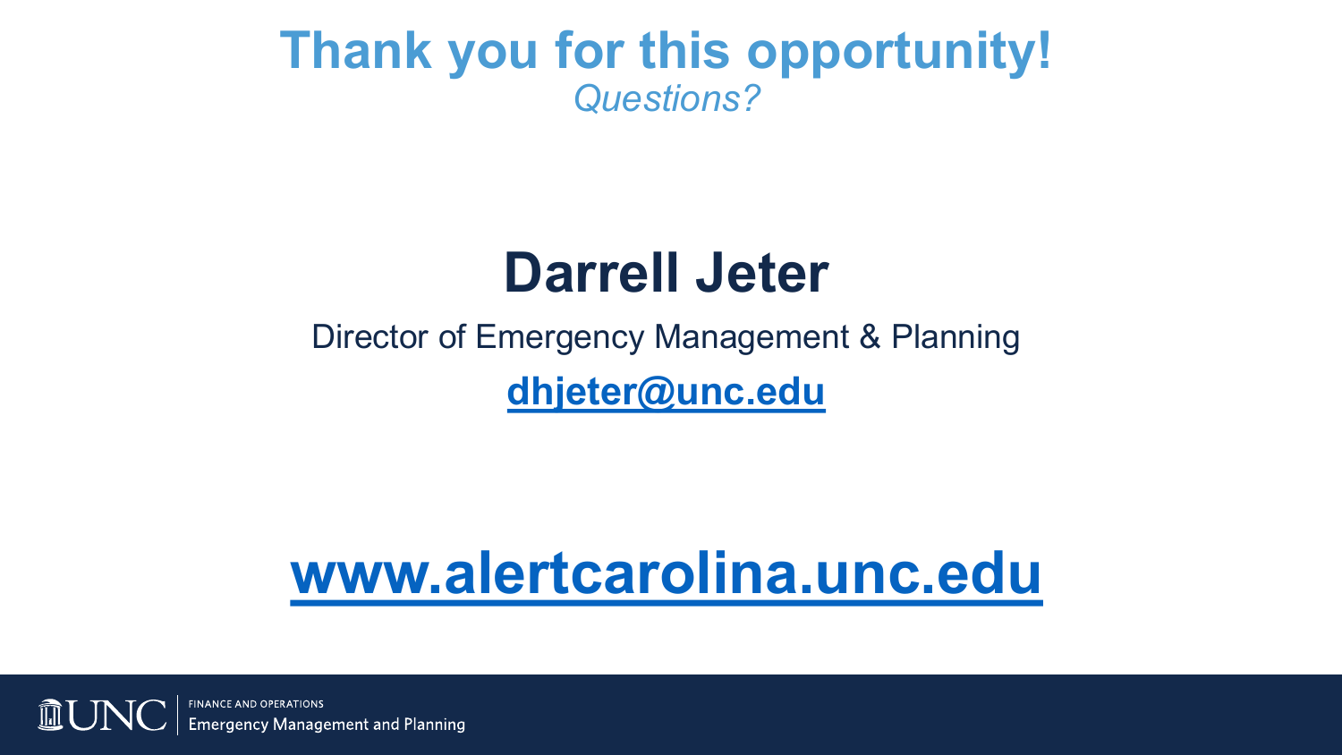# Thank you for this opportunity!

*Questions?*

## Darrell Jeter

Director of Emergency Management & Planning

**dhjeter@unc.edu**

# www.alertcarolina.unc.edu

UNC | FINANCE AND OPERATIONS
Emergency Management and Planning